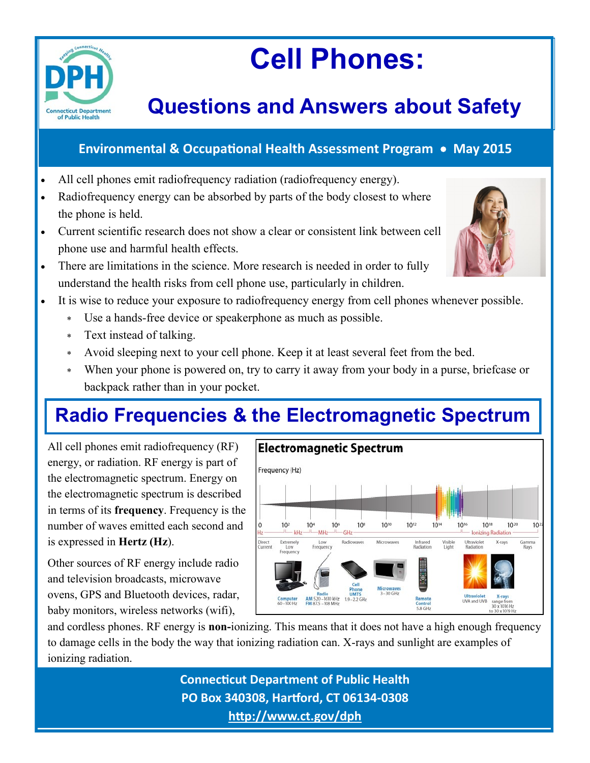// Cell Phones: Questions and Answers about Safety — Connecticut DPH, May 2015, page 1 of 4

# Cell Phones:

## Questions and Answers about Safety

**Environmental & Occupational Health Assessment Program • May 2015**

- All cell phones emit radiofrequency radiation (radiofrequency energy).
- Radiofrequency energy can be absorbed by parts of the body closest to where the phone is held.
- Current scientific research does not show a clear or consistent link between cell phone use and harmful health effects.
- There are limitations in the science. More research is needed in order to fully understand the health risks from cell phone use, particularly in children.
- It is wise to reduce your exposure to radiofrequency energy from cell phones whenever possible.
    - Use a hands-free device or speakerphone as much as possible.
    - Text instead of talking.
    - Avoid sleeping next to your cell phone. Keep it at least several feet from the bed.
    - When your phone is powered on, try to carry it away from your body in a purse, briefcase or backpack rather than in your pocket.

## Radio Frequencies & the Electromagnetic Spectrum

All cell phones emit radiofrequency (RF) energy, or radiation. RF energy is part of the electromagnetic spectrum. Energy on the electromagnetic spectrum is described in terms of its **frequency**. Frequency is the number of waves emitted each second and is expressed in **Hertz (Hz)**.

Other sources of RF energy include radio and television broadcasts, microwave ovens, GPS and Bluetooth devices, radar, baby monitors, wireless networks (wifi), and cordless phones. RF energy is **non-**ionizing. This means that it does not have a high enough frequency to damage cells in the body the way that ionizing radiation can. X-rays and sunlight are examples of ionizing radiation.

**Electromagnetic Spectrum**

Frequency (Hz): 0 Hz, $10^2$, $10^4$, $10^6$, $10^8$, $10^{10}$, $10^{12}$, $10^{14}$, $10^{16}$, $10^{18}$, $10^{20}$, $10^{22}$

Frequency bands (low to high): Direct Current; Extremely Low Frequency; Low Frequency; Radiowaves; Microwaves; Infrared Radiation; Visible Light; Ultraviolet Radiation; X-rays; Gamma Rays. Ultraviolet Radiation, X-rays and Gamma Rays fall under Ionizing Radiation.

Examples shown on the chart:

- Computer: 60 – 100 Hz
- Radio: AM 520 – 1610 kHz; FM 87.5 – 108 MHz
- Cell Phone UMTS: 1.9 – 2.2 GHz
- Microwaves: 3 – 30 GHz
- Remote Control: 5.8 GHz
- Ultraviolet: UVA and UVB
- X-rays: range from 30 x 1016 Hz to 30 x 1019 Hz

**Connecticut Department of Public Health**
**PO Box 340308, Hartford, CT 06134-0308**
**http://www.ct.gov/dph**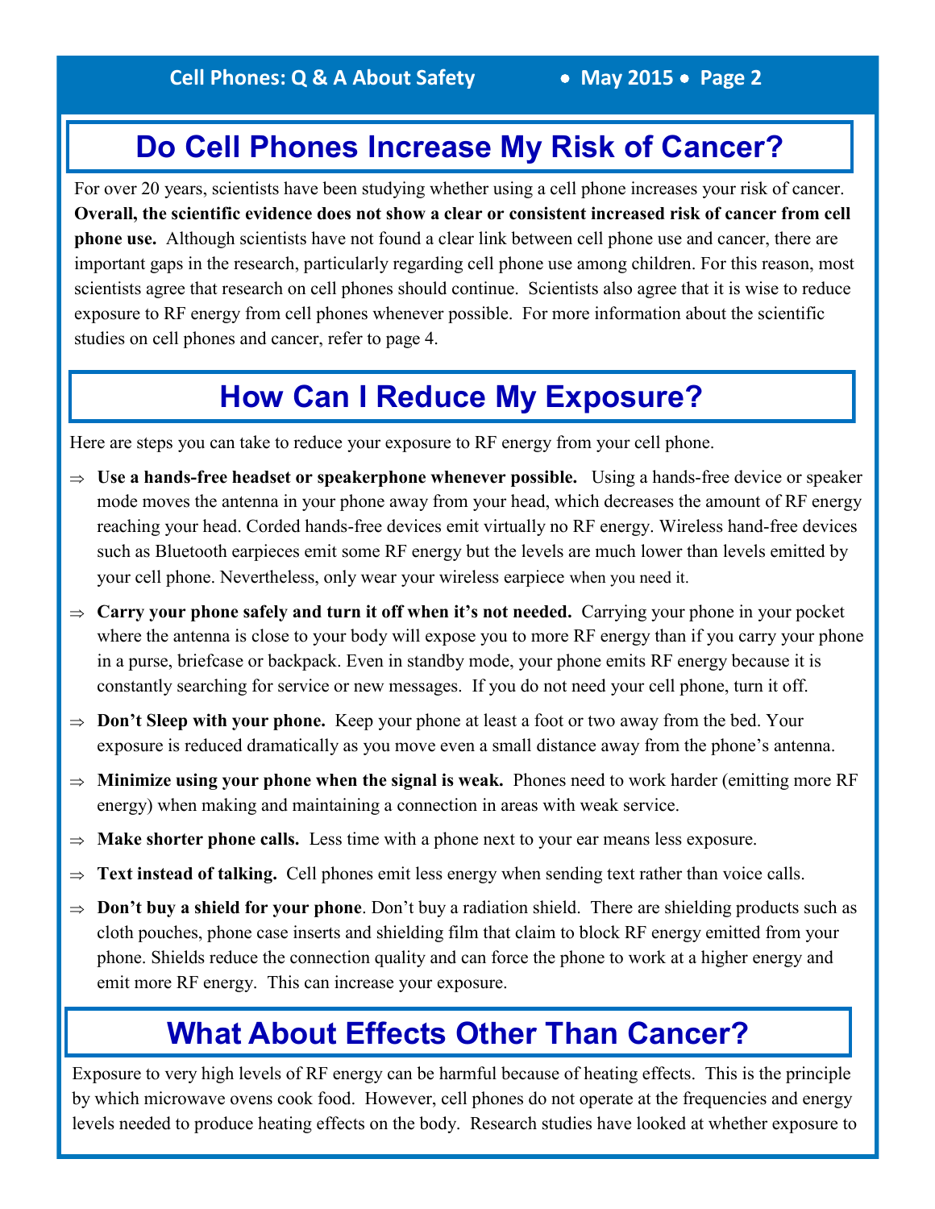## Do Cell Phones Increase My Risk of Cancer?

For over 20 years, scientists have been studying whether using a cell phone increases your risk of cancer. **Overall, the scientific evidence does not show a clear or consistent increased risk of cancer from cell phone use.** Although scientists have not found a clear link between cell phone use and cancer, there are important gaps in the research, particularly regarding cell phone use among children. For this reason, most scientists agree that research on cell phones should continue. Scientists also agree that it is wise to reduce exposure to RF energy from cell phones whenever possible. For more information about the scientific studies on cell phones and cancer, refer to page 4.

## How Can I Reduce My Exposure?

Here are steps you can take to reduce your exposure to RF energy from your cell phone.

- **Use a hands-free headset or speakerphone whenever possible.** Using a hands-free device or speaker mode moves the antenna in your phone away from your head, which decreases the amount of RF energy reaching your head. Corded hands-free devices emit virtually no RF energy. Wireless hand-free devices such as Bluetooth earpieces emit some RF energy but the levels are much lower than levels emitted by your cell phone. Nevertheless, only wear your wireless earpiece when you need it.
- **Carry your phone safely and turn it off when it's not needed.** Carrying your phone in your pocket where the antenna is close to your body will expose you to more RF energy than if you carry your phone in a purse, briefcase or backpack. Even in standby mode, your phone emits RF energy because it is constantly searching for service or new messages. If you do not need your cell phone, turn it off.
- **Don't Sleep with your phone.** Keep your phone at least a foot or two away from the bed. Your exposure is reduced dramatically as you move even a small distance away from the phone's antenna.
- **Minimize using your phone when the signal is weak.** Phones need to work harder (emitting more RF energy) when making and maintaining a connection in areas with weak service.
- **Make shorter phone calls.** Less time with a phone next to your ear means less exposure.
- **Text instead of talking.** Cell phones emit less energy when sending text rather than voice calls.
- **Don't buy a shield for your phone**. Don't buy a radiation shield. There are shielding products such as cloth pouches, phone case inserts and shielding film that claim to block RF energy emitted from your phone. Shields reduce the connection quality and can force the phone to work at a higher energy and emit more RF energy. This can increase your exposure.

## What About Effects Other Than Cancer?

Exposure to very high levels of RF energy can be harmful because of heating effects. This is the principle by which microwave ovens cook food. However, cell phones do not operate at the frequencies and energy levels needed to produce heating effects on the body. Research studies have looked at whether exposure to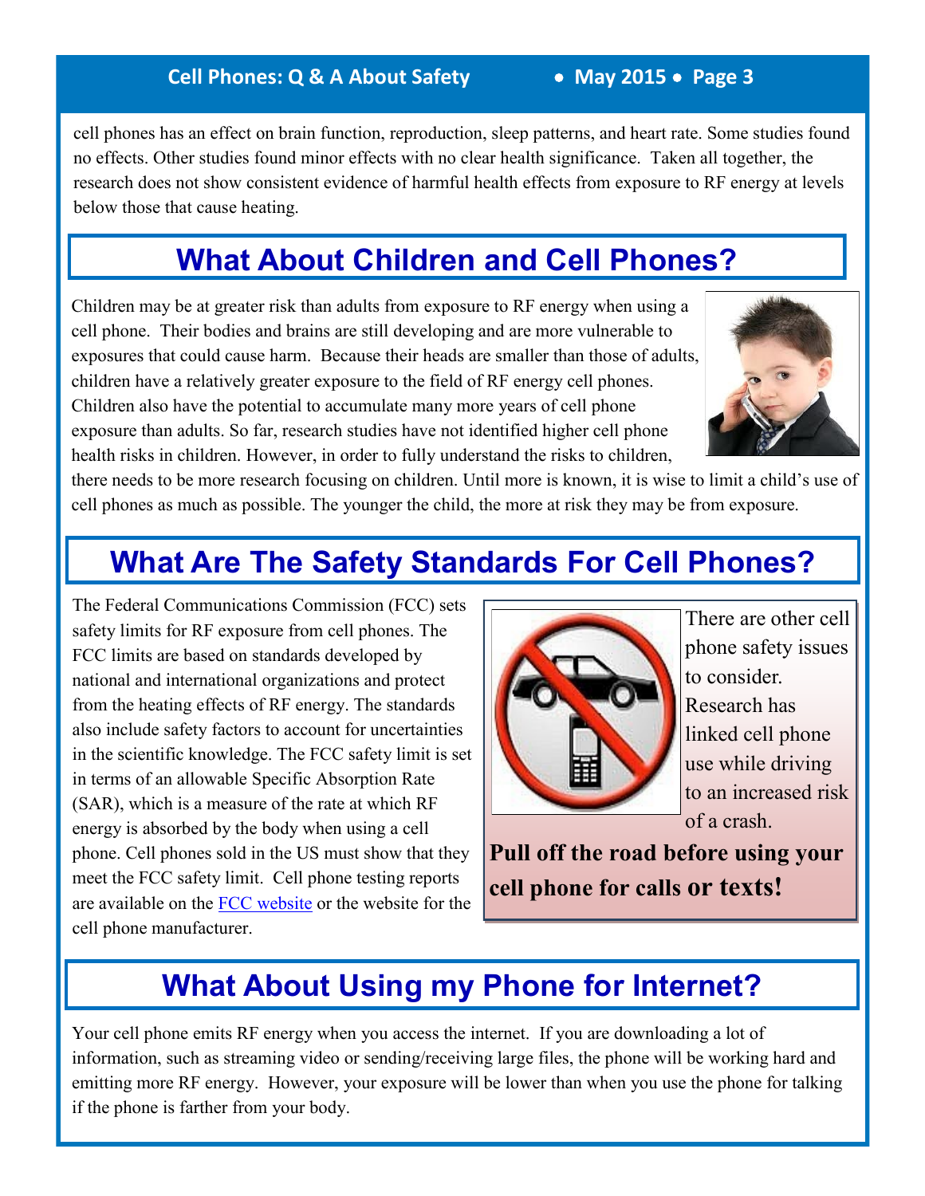cell phones has an effect on brain function, reproduction, sleep patterns, and heart rate. Some studies found no effects. Other studies found minor effects with no clear health significance. Taken all together, the research does not show consistent evidence of harmful health effects from exposure to RF energy at levels below those that cause heating.

## What About Children and Cell Phones?

Children may be at greater risk than adults from exposure to RF energy when using a cell phone. Their bodies and brains are still developing and are more vulnerable to exposures that could cause harm. Because their heads are smaller than those of adults, children have a relatively greater exposure to the field of RF energy cell phones. Children also have the potential to accumulate many more years of cell phone exposure than adults. So far, research studies have not identified higher cell phone health risks in children. However, in order to fully understand the risks to children, there needs to be more research focusing on children. Until more is known, it is wise to limit a child's use of cell phones as much as possible. The younger the child, the more at risk they may be from exposure.

## What Are The Safety Standards For Cell Phones?

The Federal Communications Commission (FCC) sets safety limits for RF exposure from cell phones. The FCC limits are based on standards developed by national and international organizations and protect from the heating effects of RF energy. The standards also include safety factors to account for uncertainties in the scientific knowledge. The FCC safety limit is set in terms of an allowable Specific Absorption Rate (SAR), which is a measure of the rate at which RF energy is absorbed by the body when using a cell phone. Cell phones sold in the US must show that they meet the FCC safety limit. Cell phone testing reports are available on the FCC website or the website for the cell phone manufacturer.

There are other cell phone safety issues to consider. Research has linked cell phone use while driving to an increased risk of a crash.

**Pull off the road before using your cell phone for calls or texts!**

## What About Using my Phone for Internet?

Your cell phone emits RF energy when you access the internet. If you are downloading a lot of information, such as streaming video or sending/receiving large files, the phone will be working hard and emitting more RF energy. However, your exposure will be lower than when you use the phone for talking if the phone is farther from your body.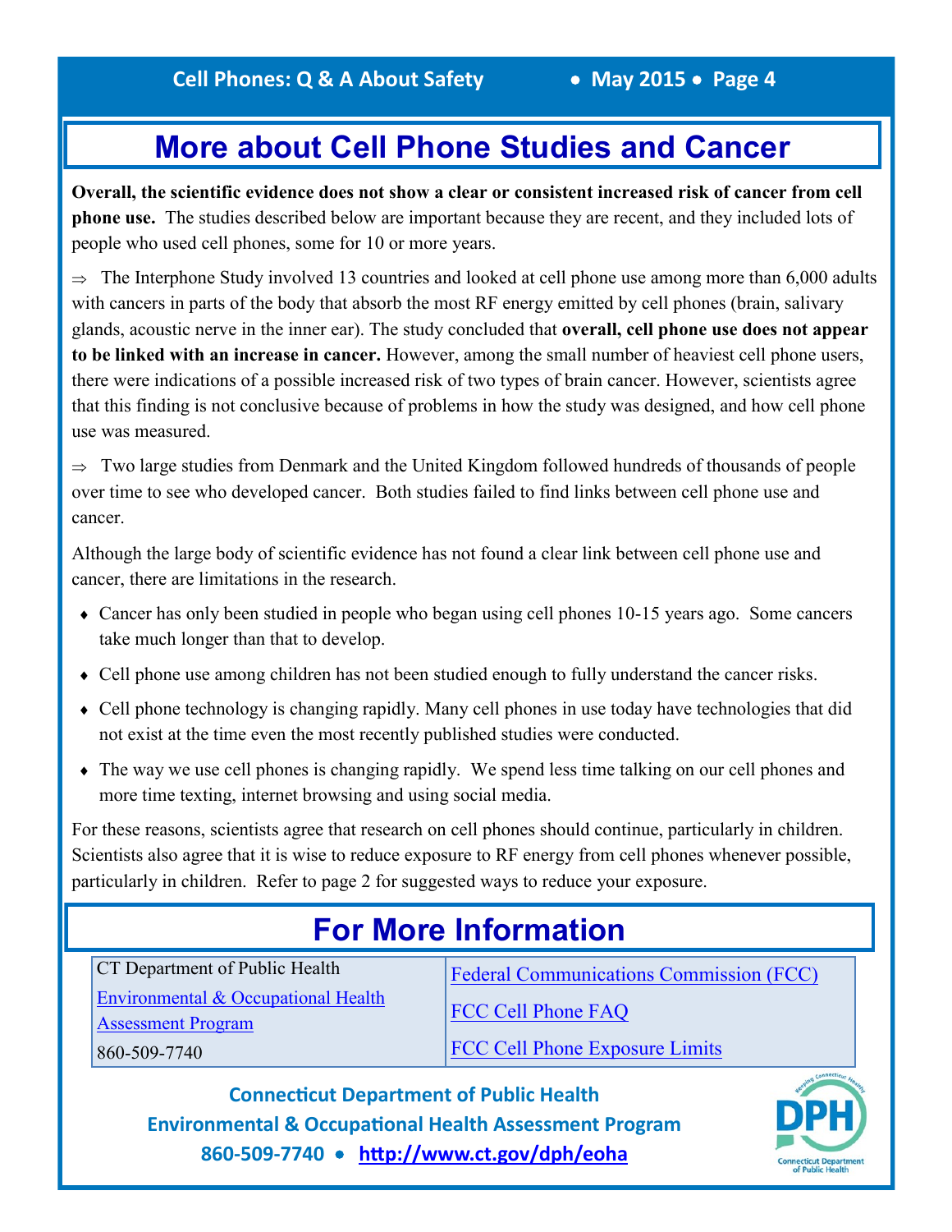# More about Cell Phone Studies and Cancer

**Overall, the scientific evidence does not show a clear or consistent increased risk of cancer from cell phone use.** The studies described below are important because they are recent, and they included lots of people who used cell phones, some for 10 or more years.

⇒ The Interphone Study involved 13 countries and looked at cell phone use among more than 6,000 adults with cancers in parts of the body that absorb the most RF energy emitted by cell phones (brain, salivary glands, acoustic nerve in the inner ear). The study concluded that **overall, cell phone use does not appear to be linked with an increase in cancer.** However, among the small number of heaviest cell phone users, there were indications of a possible increased risk of two types of brain cancer. However, scientists agree that this finding is not conclusive because of problems in how the study was designed, and how cell phone use was measured.

⇒ Two large studies from Denmark and the United Kingdom followed hundreds of thousands of people over time to see who developed cancer. Both studies failed to find links between cell phone use and cancer.

Although the large body of scientific evidence has not found a clear link between cell phone use and cancer, there are limitations in the research.

- Cancer has only been studied in people who began using cell phones 10-15 years ago. Some cancers take much longer than that to develop.
- Cell phone use among children has not been studied enough to fully understand the cancer risks.
- Cell phone technology is changing rapidly. Many cell phones in use today have technologies that did not exist at the time even the most recently published studies were conducted.
- The way we use cell phones is changing rapidly. We spend less time talking on our cell phones and more time texting, internet browsing and using social media.

For these reasons, scientists agree that research on cell phones should continue, particularly in children. Scientists also agree that it is wise to reduce exposure to RF energy from cell phones whenever possible, particularly in children. Refer to page 2 for suggested ways to reduce your exposure.

# For More Information

| | |
|---|---|
| CT Department of Public Health<br>Environmental & Occupational Health Assessment Program<br>860-509-7740 | Federal Communications Commission (FCC)<br>FCC Cell Phone FAQ<br>FCC Cell Phone Exposure Limits |

**Connecticut Department of Public Health**
**Environmental & Occupational Health Assessment Program**
**860-509-7740 • http://www.ct.gov/dph/eoha**